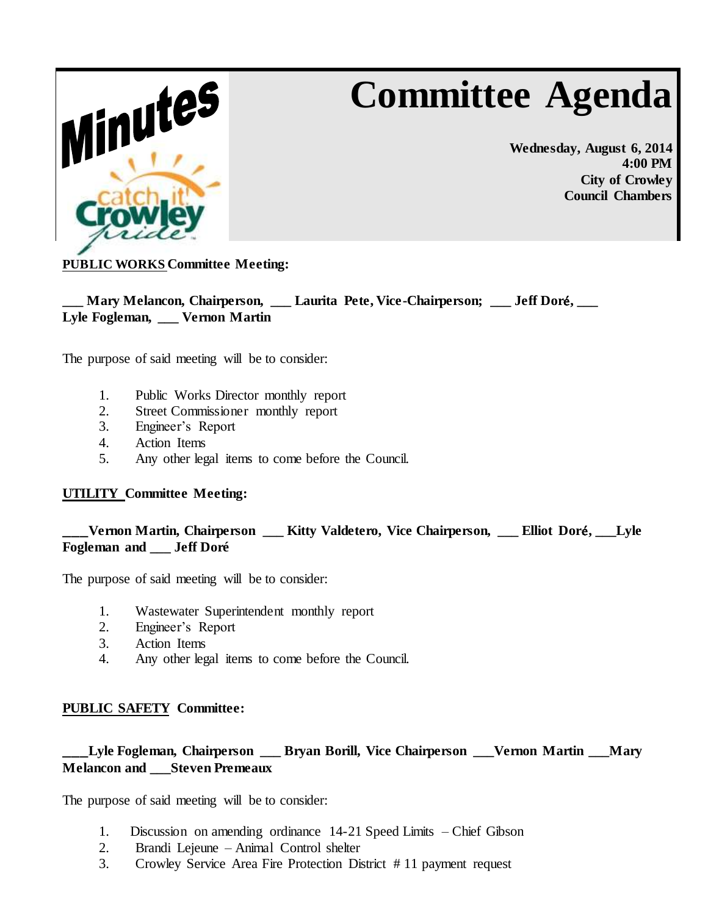Minutes

catch it! Crowley pride

# Committee Agenda

**Wednesday, August 6, 2014**
**4:00 PM**
**City of Crowley**
**Council Chambers**

**PUBLIC WORKS Committee Meeting:**

**___ Mary Melancon, Chairperson, ___ Laurita Pete, Vice-Chairperson; ___ Jeff Doré, ___ Lyle Fogleman, ___ Vernon Martin**

The purpose of said meeting will be to consider:

1. Public Works Director monthly report
2. Street Commissioner monthly report
3. Engineer's Report
4. Action Items
5. Any other legal items to come before the Council.

**UTILITY Committee Meeting:**

**____Vernon Martin, Chairperson ___ Kitty Valdetero, Vice Chairperson, ___ Elliot Doré, ___Lyle Fogleman and ___ Jeff Doré**

The purpose of said meeting will be to consider:

1. Wastewater Superintendent monthly report
2. Engineer's Report
3. Action Items
4. Any other legal items to come before the Council.

**PUBLIC SAFETY Committee:**

**____Lyle Fogleman, Chairperson ___ Bryan Borill, Vice Chairperson ___Vernon Martin ___Mary Melancon and ___Steven Premeaux**

The purpose of said meeting will be to consider:

1. Discussion on amending ordinance 14-21 Speed Limits – Chief Gibson
2. Brandi Lejeune – Animal Control shelter
3. Crowley Service Area Fire Protection District # 11 payment request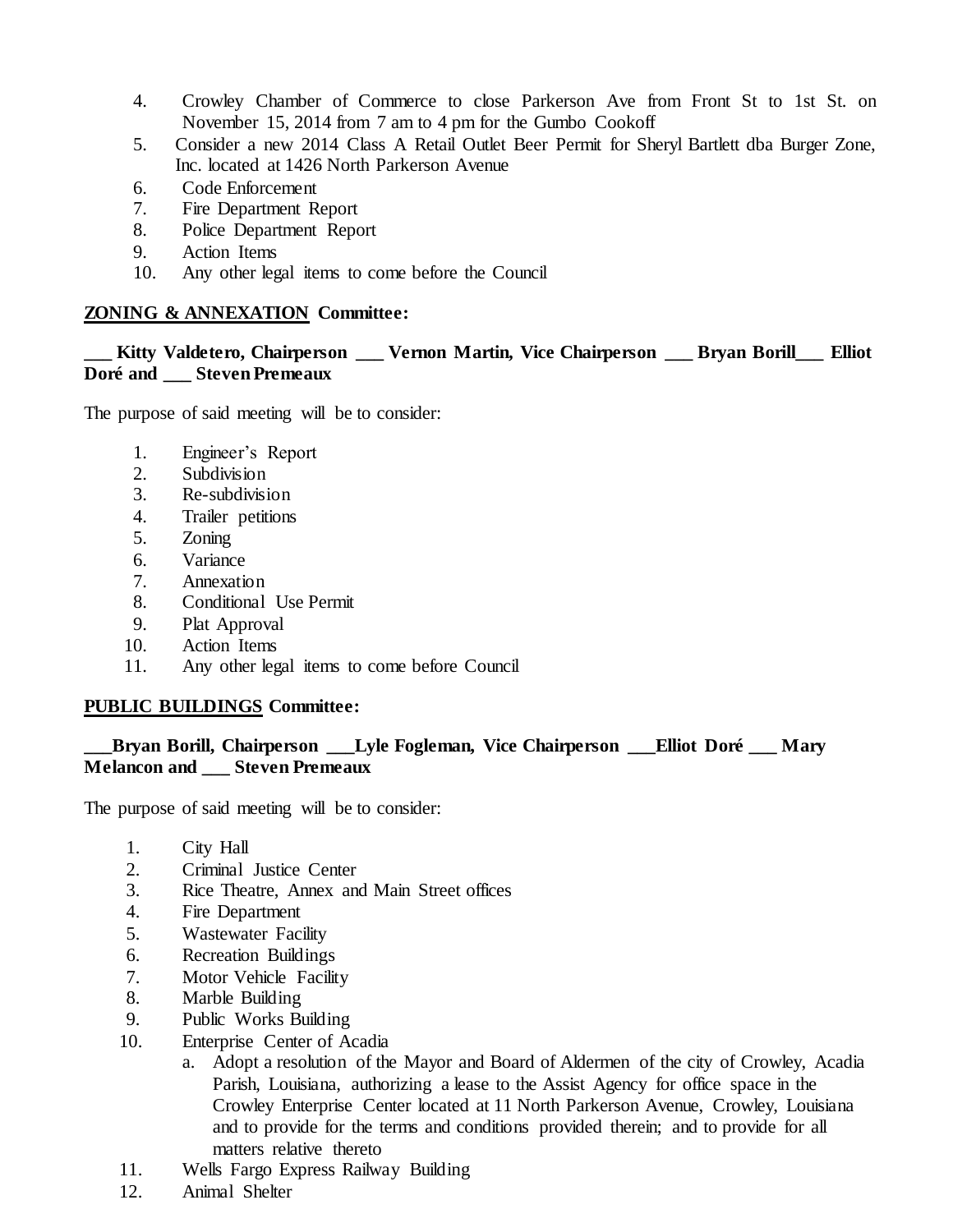4. Crowley Chamber of Commerce to close Parkerson Ave from Front St to 1st St. on November 15, 2014 from 7 am to 4 pm for the Gumbo Cookoff
5. Consider a new 2014 Class A Retail Outlet Beer Permit for Sheryl Bartlett dba Burger Zone, Inc. located at 1426 North Parkerson Avenue
6. Code Enforcement
7. Fire Department Report
8. Police Department Report
9. Action Items
10. Any other legal items to come before the Council

**ZONING & ANNEXATION Committee:**

**___ Kitty Valdetero, Chairperson ___ Vernon Martin, Vice Chairperson ___ Bryan Borill___ Elliot Doré and ___ Steven Premeaux**

The purpose of said meeting will be to consider:

1. Engineer's Report
2. Subdivision
3. Re-subdivision
4. Trailer petitions
5. Zoning
6. Variance
7. Annexation
8. Conditional Use Permit
9. Plat Approval
10. Action Items
11. Any other legal items to come before Council

**PUBLIC BUILDINGS Committee:**

**___Bryan Borill, Chairperson ___Lyle Fogleman, Vice Chairperson ___Elliot Doré ___ Mary Melancon and ___ Steven Premeaux**

The purpose of said meeting will be to consider:

1. City Hall
2. Criminal Justice Center
3. Rice Theatre, Annex and Main Street offices
4. Fire Department
5. Wastewater Facility
6. Recreation Buildings
7. Motor Vehicle Facility
8. Marble Building
9. Public Works Building
10. Enterprise Center of Acadia
    a. Adopt a resolution of the Mayor and Board of Aldermen of the city of Crowley, Acadia Parish, Louisiana, authorizing a lease to the Assist Agency for office space in the Crowley Enterprise Center located at 11 North Parkerson Avenue, Crowley, Louisiana and to provide for the terms and conditions provided therein; and to provide for all matters relative thereto
11. Wells Fargo Express Railway Building
12. Animal Shelter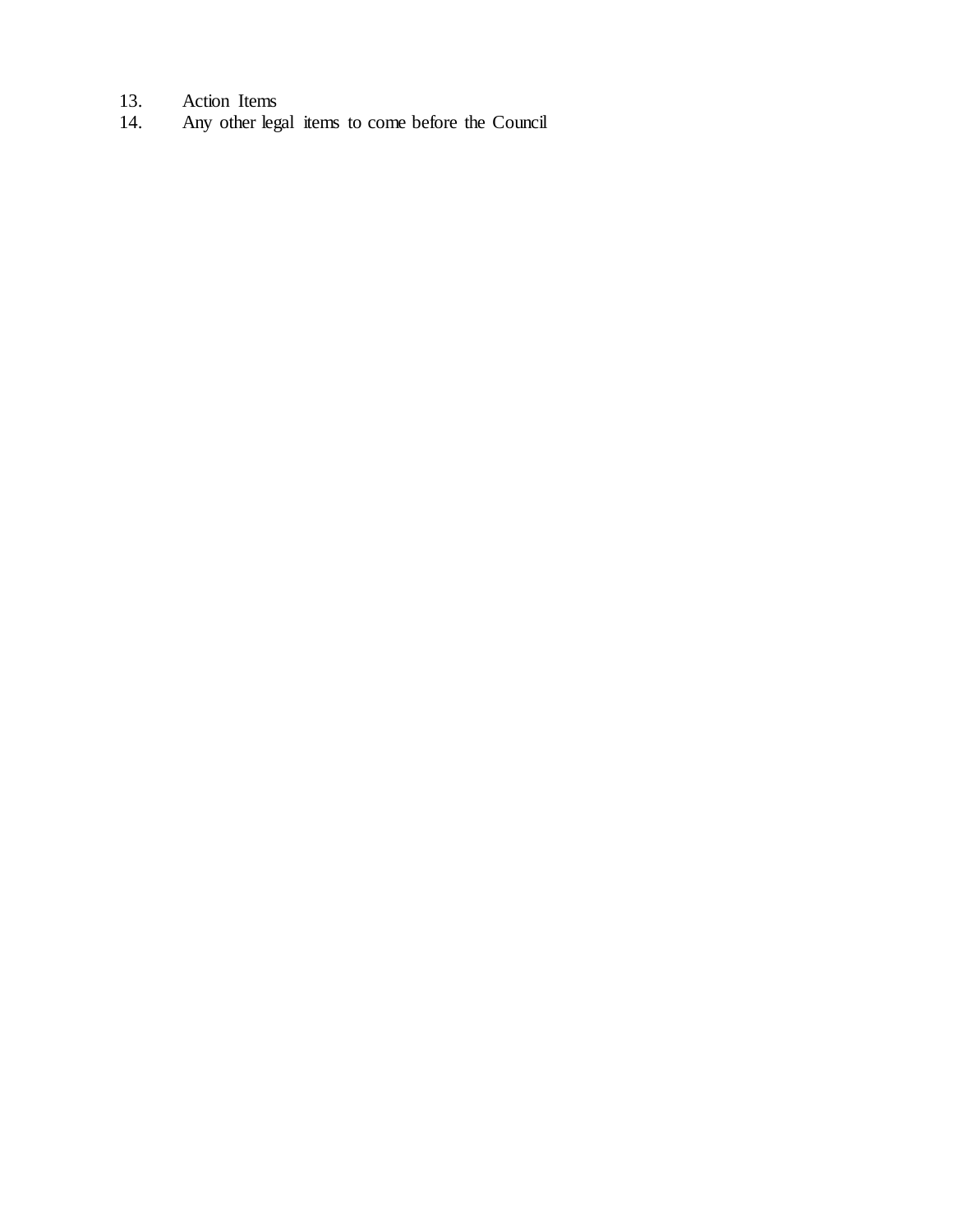13. Action Items
14. Any other legal items to come before the Council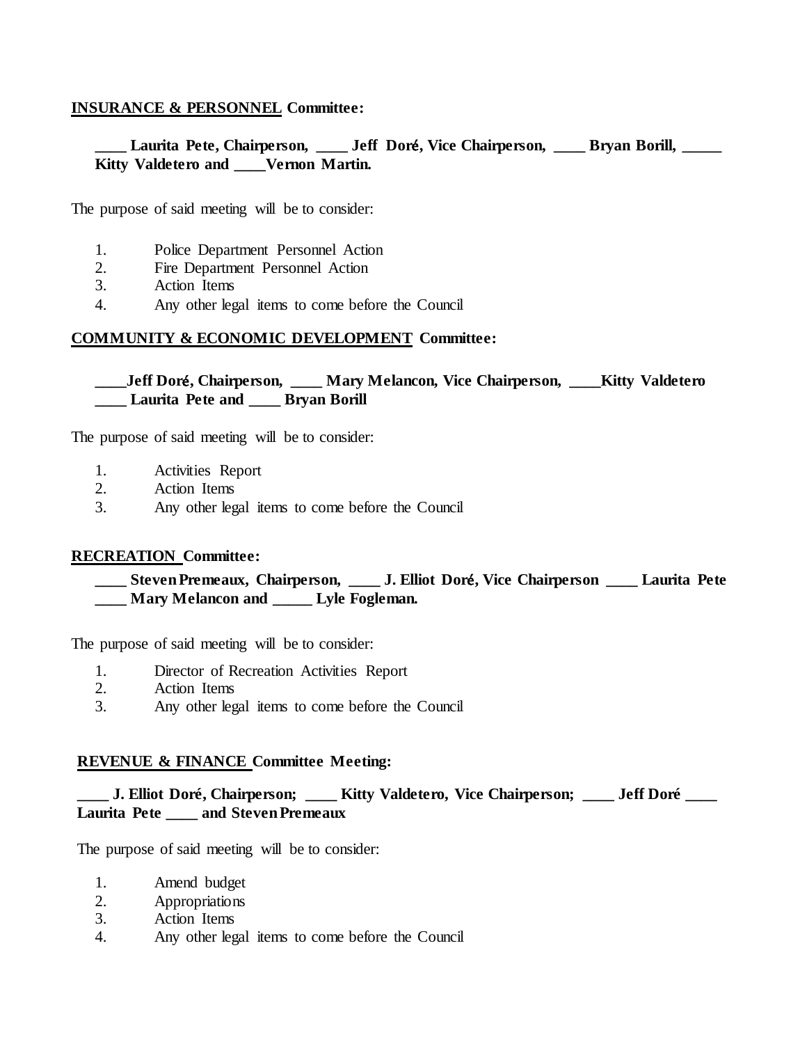**<u>INSURANCE & PERSONNEL</u> Committee:**

**____ Laurita Pete, Chairperson, ____ Jeff Doré, Vice Chairperson, ____ Bryan Borill, _____ Kitty Valdetero and ____Vernon Martin.**

The purpose of said meeting will be to consider:

1. Police Department Personnel Action
2. Fire Department Personnel Action
3. Action Items
4. Any other legal items to come before the Council

**<u>COMMUNITY & ECONOMIC DEVELOPMENT</u> Committee:**

**____Jeff Doré, Chairperson, ____ Mary Melancon, Vice Chairperson, ____Kitty Valdetero ____ Laurita Pete and ____ Bryan Borill**

The purpose of said meeting will be to consider:

1. Activities Report
2. Action Items
3. Any other legal items to come before the Council

**<u>RECREATION</u> Committee:**

**____ Steven Premeaux, Chairperson, ____ J. Elliot Doré, Vice Chairperson ____ Laurita Pete ____ Mary Melancon and _____ Lyle Fogleman.**

The purpose of said meeting will be to consider:

1. Director of Recreation Activities Report
2. Action Items
3. Any other legal items to come before the Council

**<u>REVENUE & FINANCE</u> Committee Meeting:**

**____ J. Elliot Doré, Chairperson; ____ Kitty Valdetero, Vice Chairperson; ____ Jeff Doré ____ Laurita Pete ____ and Steven Premeaux**

The purpose of said meeting will be to consider:

1. Amend budget
2. Appropriations
3. Action Items
4. Any other legal items to come before the Council